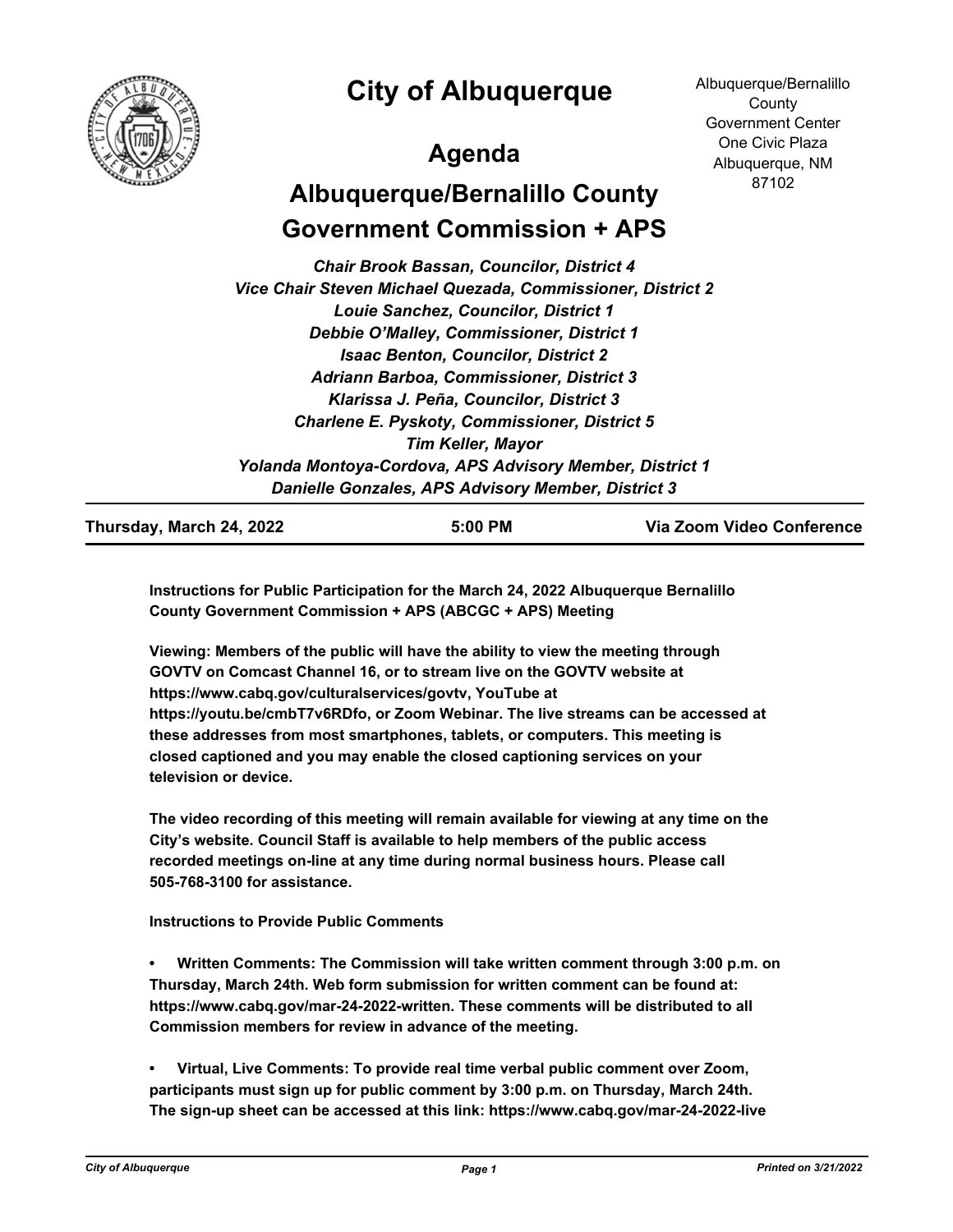# City of Albuquerque

Albuquerque/Bernalillo County
Government Center
One Civic Plaza
Albuquerque, NM
87102

## Agenda

## Albuquerque/Bernalillo County Government Commission + APS

*Chair Brook Bassan, Councilor, District 4*
*Vice Chair Steven Michael Quezada, Commissioner, District 2*
*Louie Sanchez, Councilor, District 1*
*Debbie O'Malley, Commissioner, District 1*
*Isaac Benton, Councilor, District 2*
*Adriann Barboa, Commissioner, District 3*
*Klarissa J. Peña, Councilor, District 3*
*Charlene E. Pyskoty, Commissioner, District 5*
*Tim Keller, Mayor*
*Yolanda Montoya-Cordova, APS Advisory Member, District 1*
*Danielle Gonzales, APS Advisory Member, District 3*

**Thursday, March 24, 2022** | **5:00 PM** | **Via Zoom Video Conference**

**Instructions for Public Participation for the March 24, 2022 Albuquerque Bernalillo County Government Commission + APS (ABCGC + APS) Meeting**

**Viewing: Members of the public will have the ability to view the meeting through GOVTV on Comcast Channel 16, or to stream live on the GOVTV website at https://www.cabq.gov/culturalservices/govtv, YouTube at https://youtu.be/cmbT7v6RDfo, or Zoom Webinar. The live streams can be accessed at these addresses from most smartphones, tablets, or computers. This meeting is closed captioned and you may enable the closed captioning services on your television or device.**

**The video recording of this meeting will remain available for viewing at any time on the City's website. Council Staff is available to help members of the public access recorded meetings on-line at any time during normal business hours. Please call 505-768-3100 for assistance.**

**Instructions to Provide Public Comments**

- **Written Comments: The Commission will take written comment through 3:00 p.m. on Thursday, March 24th. Web form submission for written comment can be found at: https://www.cabq.gov/mar-24-2022-written. These comments will be distributed to all Commission members for review in advance of the meeting.**

- **Virtual, Live Comments: To provide real time verbal public comment over Zoom, participants must sign up for public comment by 3:00 p.m. on Thursday, March 24th. The sign-up sheet can be accessed at this link: https://www.cabq.gov/mar-24-2022-live**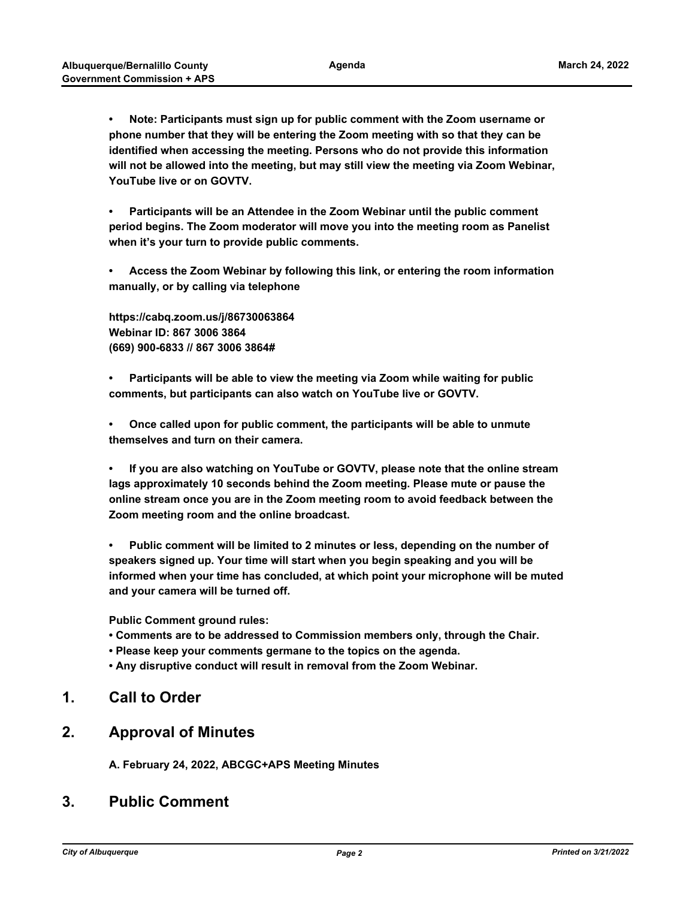- **Note: Participants must sign up for public comment with the Zoom username or phone number that they will be entering the Zoom meeting with so that they can be identified when accessing the meeting. Persons who do not provide this information will not be allowed into the meeting, but may still view the meeting via Zoom Webinar, YouTube live or on GOVTV.**

- **Participants will be an Attendee in the Zoom Webinar until the public comment period begins. The Zoom moderator will move you into the meeting room as Panelist when it's your turn to provide public comments.**

- **Access the Zoom Webinar by following this link, or entering the room information manually, or by calling via telephone**

**https://cabq.zoom.us/j/86730063864**
**Webinar ID: 867 3006 3864**
**(669) 900-6833 // 867 3006 3864#**

- **Participants will be able to view the meeting via Zoom while waiting for public comments, but participants can also watch on YouTube live or GOVTV.**

- **Once called upon for public comment, the participants will be able to unmute themselves and turn on their camera.**

- **If you are also watching on YouTube or GOVTV, please note that the online stream lags approximately 10 seconds behind the Zoom meeting. Please mute or pause the online stream once you are in the Zoom meeting room to avoid feedback between the Zoom meeting room and the online broadcast.**

- **Public comment will be limited to 2 minutes or less, depending on the number of speakers signed up. Your time will start when you begin speaking and you will be informed when your time has concluded, at which point your microphone will be muted and your camera will be turned off.**

**Public Comment ground rules:**

- **Comments are to be addressed to Commission members only, through the Chair.**
- **Please keep your comments germane to the topics on the agenda.**
- **Any disruptive conduct will result in removal from the Zoom Webinar.**

## 1. Call to Order

## 2. Approval of Minutes

**A. February 24, 2022, ABCGC+APS Meeting Minutes**

## 3. Public Comment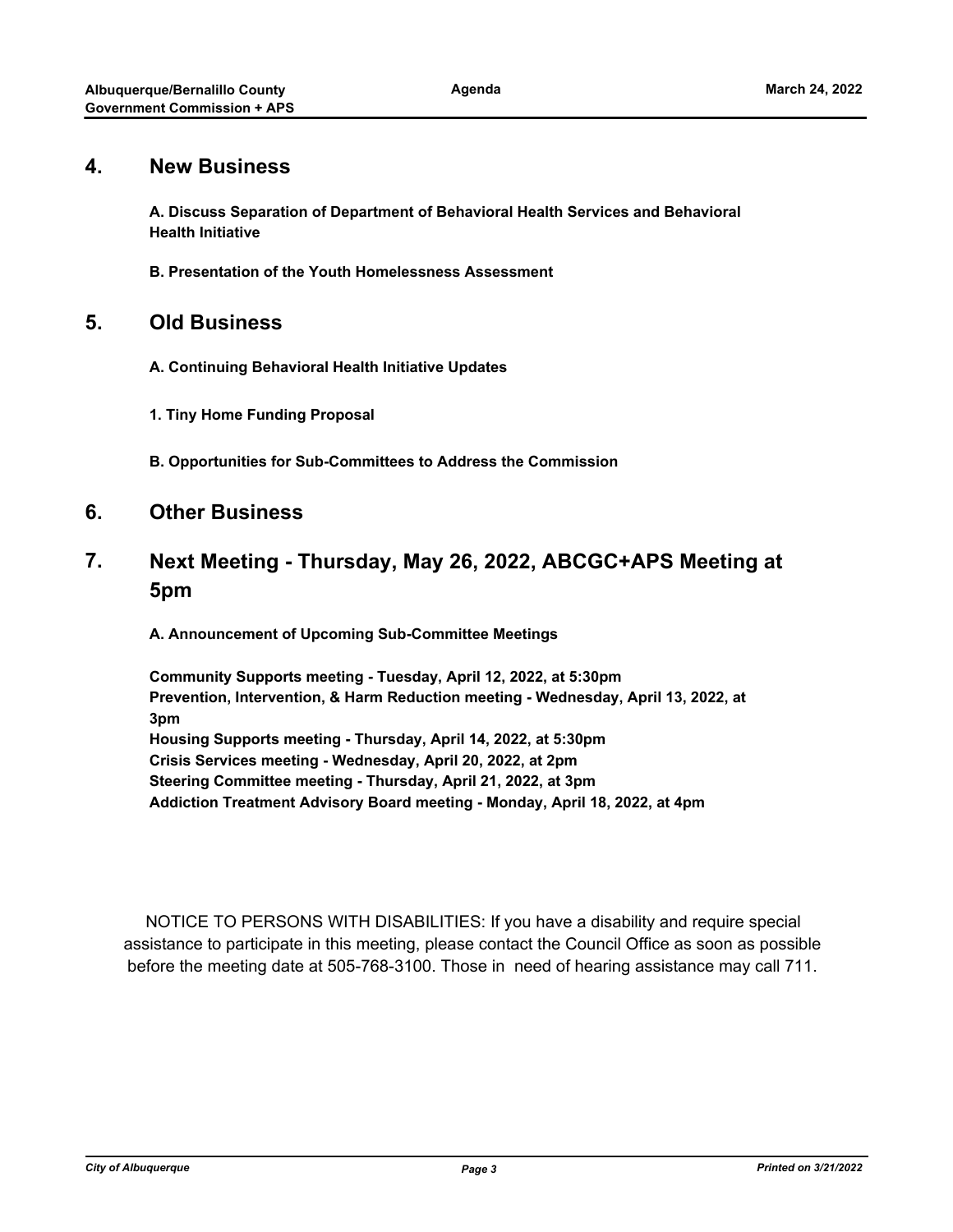## 4. New Business

**A. Discuss Separation of Department of Behavioral Health Services and Behavioral Health Initiative**

**B. Presentation of the Youth Homelessness Assessment**

## 5. Old Business

**A. Continuing Behavioral Health Initiative Updates**

**1. Tiny Home Funding Proposal**

**B. Opportunities for Sub-Committees to Address the Commission**

## 6. Other Business

## 7. Next Meeting - Thursday, May 26, 2022, ABCGC+APS Meeting at 5pm

**A. Announcement of Upcoming Sub-Committee Meetings**

**Community Supports meeting - Tuesday, April 12, 2022, at 5:30pm**
**Prevention, Intervention, & Harm Reduction meeting - Wednesday, April 13, 2022, at 3pm**
**Housing Supports meeting - Thursday, April 14, 2022, at 5:30pm**
**Crisis Services meeting - Wednesday, April 20, 2022, at 2pm**
**Steering Committee meeting - Thursday, April 21, 2022, at 3pm**
**Addiction Treatment Advisory Board meeting - Monday, April 18, 2022, at 4pm**

NOTICE TO PERSONS WITH DISABILITIES: If you have a disability and require special assistance to participate in this meeting, please contact the Council Office as soon as possible before the meeting date at 505-768-3100. Those in need of hearing assistance may call 711.